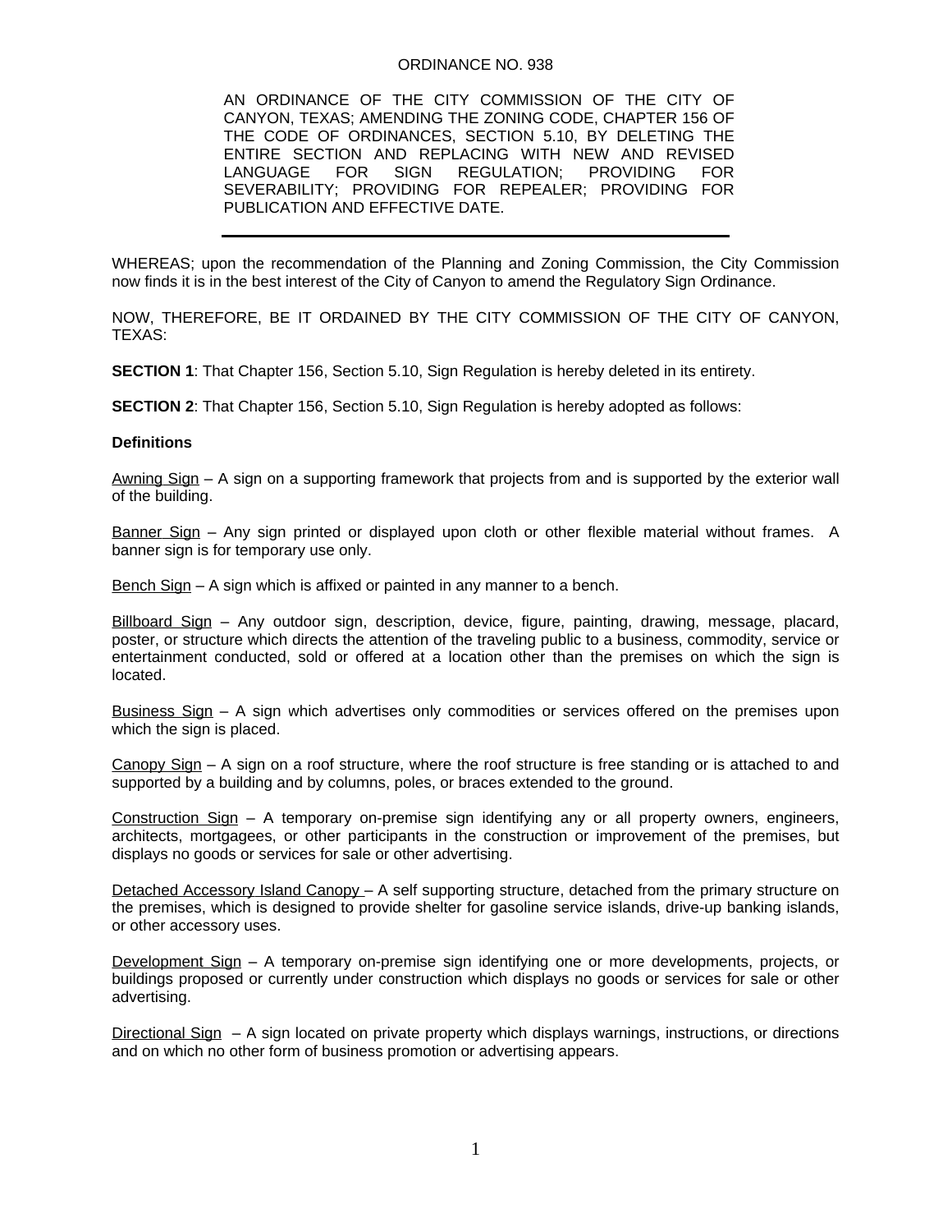# ORDINANCE NO. 938

AN ORDINANCE OF THE CITY COMMISSION OF THE CITY OF CANYON, TEXAS; AMENDING THE ZONING CODE, CHAPTER 156 OF THE CODE OF ORDINANCES, SECTION 5.10, BY DELETING THE ENTIRE SECTION AND REPLACING WITH NEW AND REVISED LANGUAGE FOR SIGN REGULATION; PROVIDING FOR SEVERABILITY; PROVIDING FOR REPEALER; PROVIDING FOR PUBLICATION AND EFFECTIVE DATE.

---

WHEREAS; upon the recommendation of the Planning and Zoning Commission, the City Commission now finds it is in the best interest of the City of Canyon to amend the Regulatory Sign Ordinance.

NOW, THEREFORE, BE IT ORDAINED BY THE CITY COMMISSION OF THE CITY OF CANYON, TEXAS:

**SECTION 1**: That Chapter 156, Section 5.10, Sign Regulation is hereby deleted in its entirety.

**SECTION 2**: That Chapter 156, Section 5.10, Sign Regulation is hereby adopted as follows:

**Definitions**

Awning Sign – A sign on a supporting framework that projects from and is supported by the exterior wall of the building.

Banner Sign – Any sign printed or displayed upon cloth or other flexible material without frames. A banner sign is for temporary use only.

Bench Sign – A sign which is affixed or painted in any manner to a bench.

Billboard Sign – Any outdoor sign, description, device, figure, painting, drawing, message, placard, poster, or structure which directs the attention of the traveling public to a business, commodity, service or entertainment conducted, sold or offered at a location other than the premises on which the sign is located.

Business Sign – A sign which advertises only commodities or services offered on the premises upon which the sign is placed.

Canopy Sign – A sign on a roof structure, where the roof structure is free standing or is attached to and supported by a building and by columns, poles, or braces extended to the ground.

Construction Sign – A temporary on-premise sign identifying any or all property owners, engineers, architects, mortgagees, or other participants in the construction or improvement of the premises, but displays no goods or services for sale or other advertising.

Detached Accessory Island Canopy – A self supporting structure, detached from the primary structure on the premises, which is designed to provide shelter for gasoline service islands, drive-up banking islands, or other accessory uses.

Development Sign – A temporary on-premise sign identifying one or more developments, projects, or buildings proposed or currently under construction which displays no goods or services for sale or other advertising.

Directional Sign – A sign located on private property which displays warnings, instructions, or directions and on which no other form of business promotion or advertising appears.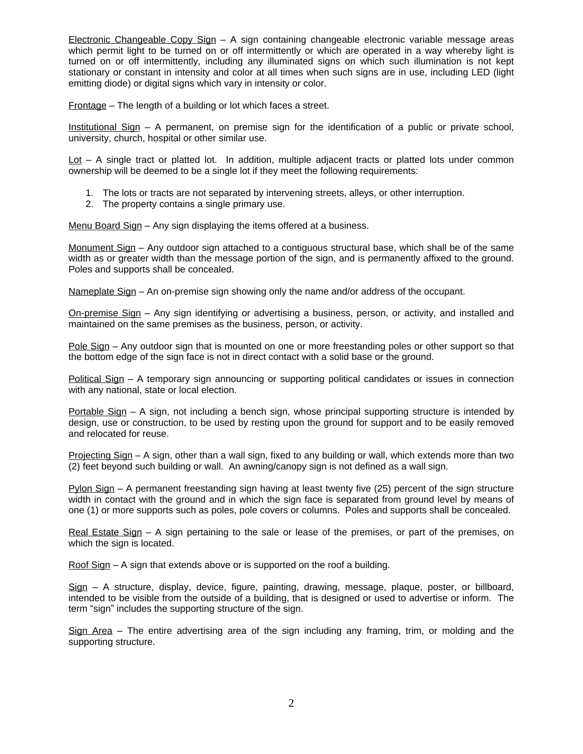Electronic Changeable Copy Sign – A sign containing changeable electronic variable message areas which permit light to be turned on or off intermittently or which are operated in a way whereby light is turned on or off intermittently, including any illuminated signs on which such illumination is not kept stationary or constant in intensity and color at all times when such signs are in use, including LED (light emitting diode) or digital signs which vary in intensity or color.

Frontage – The length of a building or lot which faces a street.

Institutional Sign – A permanent, on premise sign for the identification of a public or private school, university, church, hospital or other similar use.

Lot – A single tract or platted lot. In addition, multiple adjacent tracts or platted lots under common ownership will be deemed to be a single lot if they meet the following requirements:

1. The lots or tracts are not separated by intervening streets, alleys, or other interruption.
2. The property contains a single primary use.

Menu Board Sign – Any sign displaying the items offered at a business.

Monument Sign – Any outdoor sign attached to a contiguous structural base, which shall be of the same width as or greater width than the message portion of the sign, and is permanently affixed to the ground. Poles and supports shall be concealed.

Nameplate Sign – An on-premise sign showing only the name and/or address of the occupant.

On-premise Sign – Any sign identifying or advertising a business, person, or activity, and installed and maintained on the same premises as the business, person, or activity.

Pole Sign – Any outdoor sign that is mounted on one or more freestanding poles or other support so that the bottom edge of the sign face is not in direct contact with a solid base or the ground.

Political Sign – A temporary sign announcing or supporting political candidates or issues in connection with any national, state or local election.

Portable Sign – A sign, not including a bench sign, whose principal supporting structure is intended by design, use or construction, to be used by resting upon the ground for support and to be easily removed and relocated for reuse.

Projecting Sign – A sign, other than a wall sign, fixed to any building or wall, which extends more than two (2) feet beyond such building or wall. An awning/canopy sign is not defined as a wall sign.

Pylon Sign – A permanent freestanding sign having at least twenty five (25) percent of the sign structure width in contact with the ground and in which the sign face is separated from ground level by means of one (1) or more supports such as poles, pole covers or columns. Poles and supports shall be concealed.

Real Estate Sign – A sign pertaining to the sale or lease of the premises, or part of the premises, on which the sign is located.

Roof Sign – A sign that extends above or is supported on the roof a building.

Sign – A structure, display, device, figure, painting, drawing, message, plaque, poster, or billboard, intended to be visible from the outside of a building, that is designed or used to advertise or inform. The term "sign" includes the supporting structure of the sign.

Sign Area – The entire advertising area of the sign including any framing, trim, or molding and the supporting structure.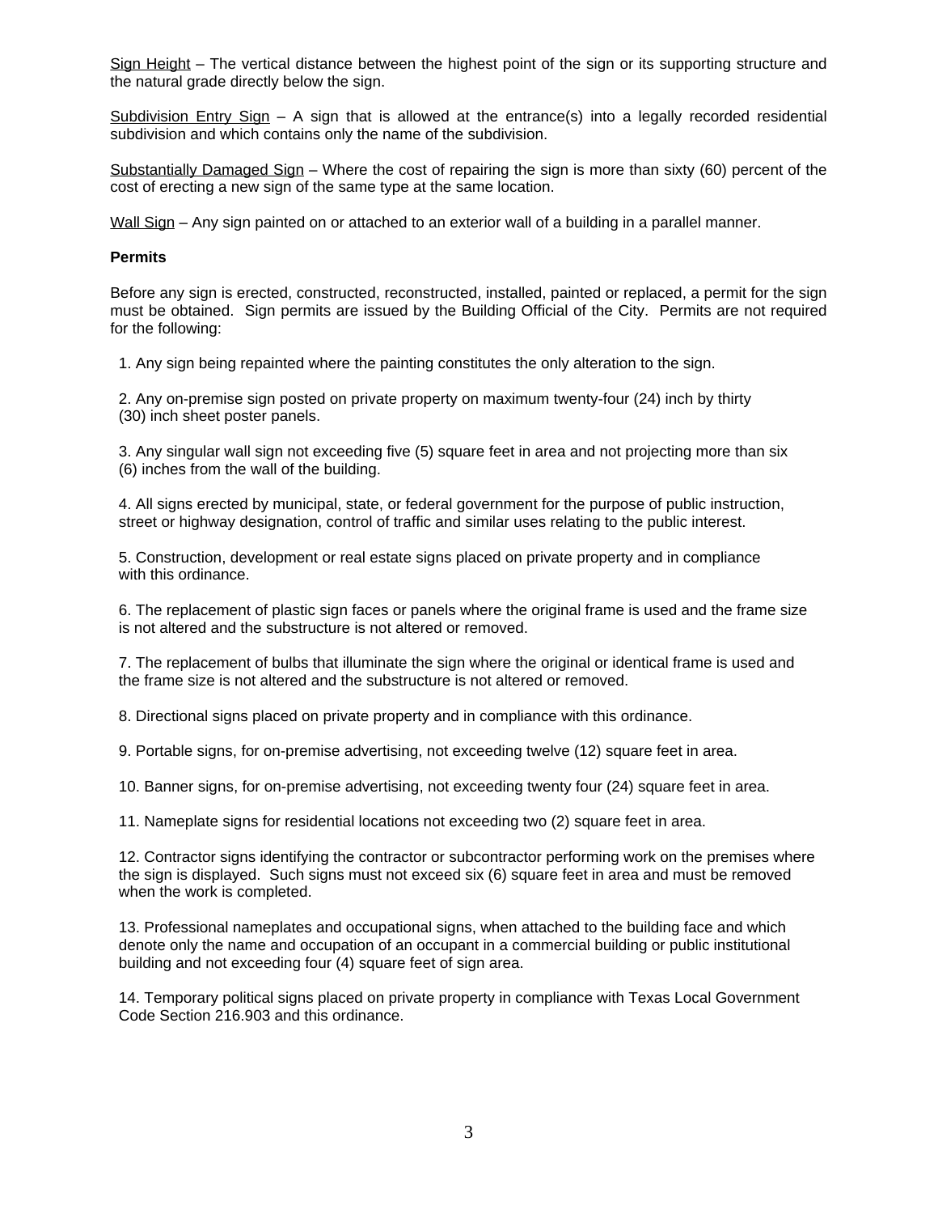Sign Height – The vertical distance between the highest point of the sign or its supporting structure and the natural grade directly below the sign.

Subdivision Entry Sign – A sign that is allowed at the entrance(s) into a legally recorded residential subdivision and which contains only the name of the subdivision.

Substantially Damaged Sign – Where the cost of repairing the sign is more than sixty (60) percent of the cost of erecting a new sign of the same type at the same location.

Wall Sign – Any sign painted on or attached to an exterior wall of a building in a parallel manner.

**Permits**

Before any sign is erected, constructed, reconstructed, installed, painted or replaced, a permit for the sign must be obtained. Sign permits are issued by the Building Official of the City. Permits are not required for the following:

1. Any sign being repainted where the painting constitutes the only alteration to the sign.

2. Any on-premise sign posted on private property on maximum twenty-four (24) inch by thirty (30) inch sheet poster panels.

3. Any singular wall sign not exceeding five (5) square feet in area and not projecting more than six (6) inches from the wall of the building.

4. All signs erected by municipal, state, or federal government for the purpose of public instruction, street or highway designation, control of traffic and similar uses relating to the public interest.

5. Construction, development or real estate signs placed on private property and in compliance with this ordinance.

6. The replacement of plastic sign faces or panels where the original frame is used and the frame size is not altered and the substructure is not altered or removed.

7. The replacement of bulbs that illuminate the sign where the original or identical frame is used and the frame size is not altered and the substructure is not altered or removed.

8. Directional signs placed on private property and in compliance with this ordinance.

9. Portable signs, for on-premise advertising, not exceeding twelve (12) square feet in area.

10. Banner signs, for on-premise advertising, not exceeding twenty four (24) square feet in area.

11. Nameplate signs for residential locations not exceeding two (2) square feet in area.

12. Contractor signs identifying the contractor or subcontractor performing work on the premises where the sign is displayed. Such signs must not exceed six (6) square feet in area and must be removed when the work is completed.

13. Professional nameplates and occupational signs, when attached to the building face and which denote only the name and occupation of an occupant in a commercial building or public institutional building and not exceeding four (4) square feet of sign area.

14. Temporary political signs placed on private property in compliance with Texas Local Government Code Section 216.903 and this ordinance.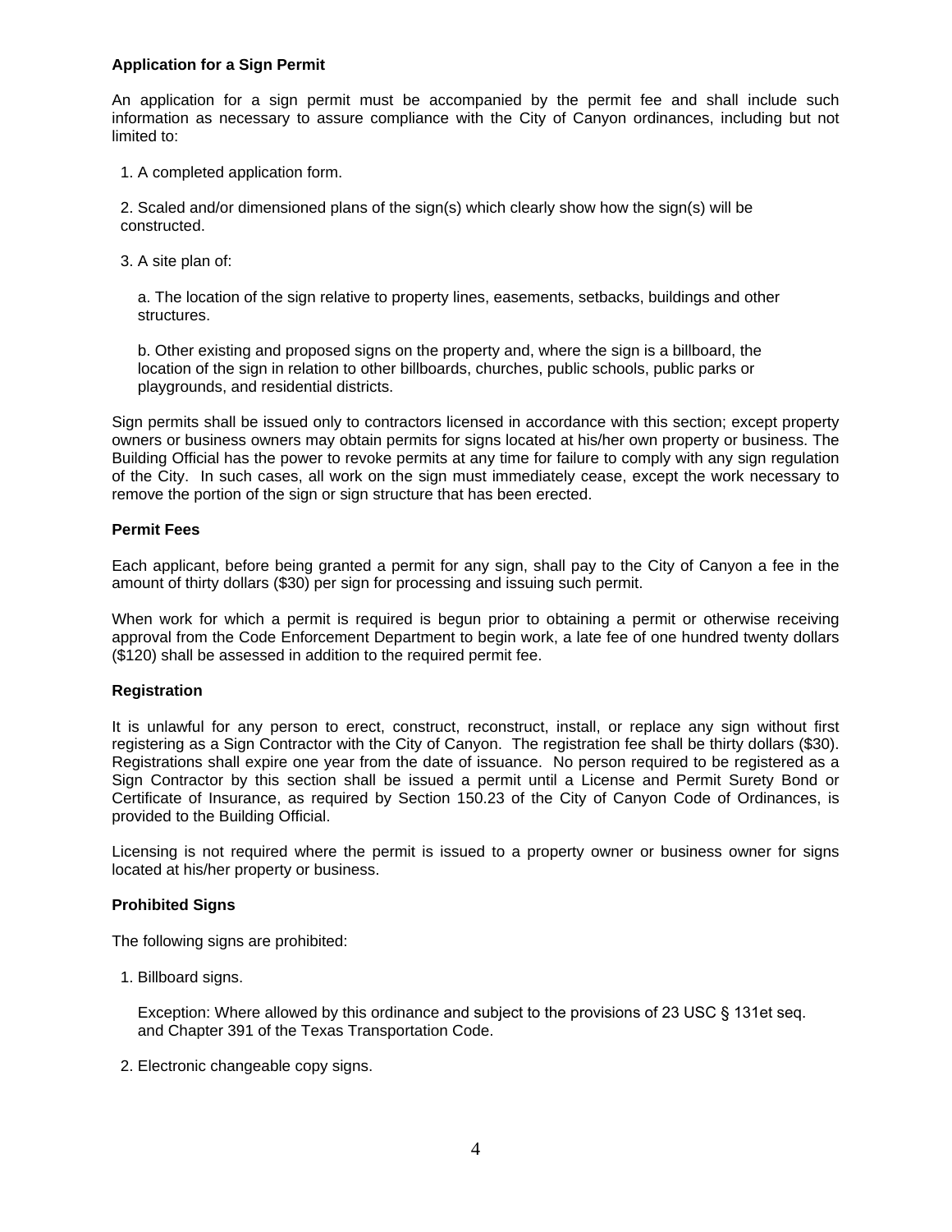**Application for a Sign Permit**

An application for a sign permit must be accompanied by the permit fee and shall include such information as necessary to assure compliance with the City of Canyon ordinances, including but not limited to:

1. A completed application form.

2. Scaled and/or dimensioned plans of the sign(s) which clearly show how the sign(s) will be constructed.

3. A site plan of:

   a. The location of the sign relative to property lines, easements, setbacks, buildings and other structures.

   b. Other existing and proposed signs on the property and, where the sign is a billboard, the location of the sign in relation to other billboards, churches, public schools, public parks or playgrounds, and residential districts.

Sign permits shall be issued only to contractors licensed in accordance with this section; except property owners or business owners may obtain permits for signs located at his/her own property or business. The Building Official has the power to revoke permits at any time for failure to comply with any sign regulation of the City. In such cases, all work on the sign must immediately cease, except the work necessary to remove the portion of the sign or sign structure that has been erected.

**Permit Fees**

Each applicant, before being granted a permit for any sign, shall pay to the City of Canyon a fee in the amount of thirty dollars ($30) per sign for processing and issuing such permit.

When work for which a permit is required is begun prior to obtaining a permit or otherwise receiving approval from the Code Enforcement Department to begin work, a late fee of one hundred twenty dollars ($120) shall be assessed in addition to the required permit fee.

**Registration**

It is unlawful for any person to erect, construct, reconstruct, install, or replace any sign without first registering as a Sign Contractor with the City of Canyon. The registration fee shall be thirty dollars ($30). Registrations shall expire one year from the date of issuance. No person required to be registered as a Sign Contractor by this section shall be issued a permit until a License and Permit Surety Bond or Certificate of Insurance, as required by Section 150.23 of the City of Canyon Code of Ordinances, is provided to the Building Official.

Licensing is not required where the permit is issued to a property owner or business owner for signs located at his/her property or business.

**Prohibited Signs**

The following signs are prohibited:

1. Billboard signs.

   Exception: Where allowed by this ordinance and subject to the provisions of 23 USC § 131et seq. and Chapter 391 of the Texas Transportation Code.

2. Electronic changeable copy signs.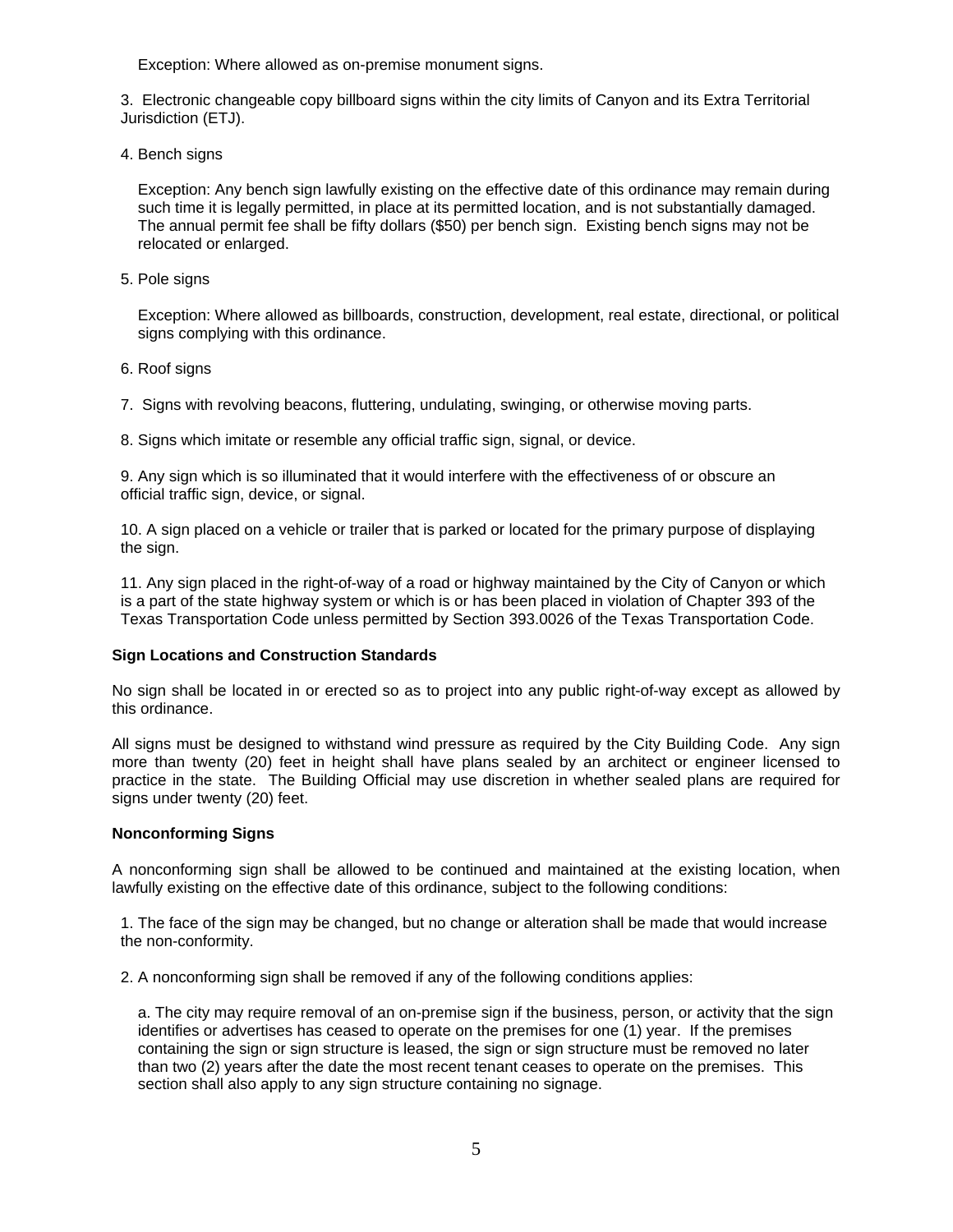Exception: Where allowed as on-premise monument signs.

3. Electronic changeable copy billboard signs within the city limits of Canyon and its Extra Territorial Jurisdiction (ETJ).

4. Bench signs

   Exception: Any bench sign lawfully existing on the effective date of this ordinance may remain during such time it is legally permitted, in place at its permitted location, and is not substantially damaged. The annual permit fee shall be fifty dollars ($50) per bench sign. Existing bench signs may not be relocated or enlarged.

5. Pole signs

   Exception: Where allowed as billboards, construction, development, real estate, directional, or political signs complying with this ordinance.

6. Roof signs

7. Signs with revolving beacons, fluttering, undulating, swinging, or otherwise moving parts.

8. Signs which imitate or resemble any official traffic sign, signal, or device.

9. Any sign which is so illuminated that it would interfere with the effectiveness of or obscure an official traffic sign, device, or signal.

10. A sign placed on a vehicle or trailer that is parked or located for the primary purpose of displaying the sign.

11. Any sign placed in the right-of-way of a road or highway maintained by the City of Canyon or which is a part of the state highway system or which is or has been placed in violation of Chapter 393 of the Texas Transportation Code unless permitted by Section 393.0026 of the Texas Transportation Code.

**Sign Locations and Construction Standards**

No sign shall be located in or erected so as to project into any public right-of-way except as allowed by this ordinance.

All signs must be designed to withstand wind pressure as required by the City Building Code. Any sign more than twenty (20) feet in height shall have plans sealed by an architect or engineer licensed to practice in the state. The Building Official may use discretion in whether sealed plans are required for signs under twenty (20) feet.

**Nonconforming Signs**

A nonconforming sign shall be allowed to be continued and maintained at the existing location, when lawfully existing on the effective date of this ordinance, subject to the following conditions:

1. The face of the sign may be changed, but no change or alteration shall be made that would increase the non-conformity.

2. A nonconforming sign shall be removed if any of the following conditions applies:

   a. The city may require removal of an on-premise sign if the business, person, or activity that the sign identifies or advertises has ceased to operate on the premises for one (1) year. If the premises containing the sign or sign structure is leased, the sign or sign structure must be removed no later than two (2) years after the date the most recent tenant ceases to operate on the premises. This section shall also apply to any sign structure containing no signage.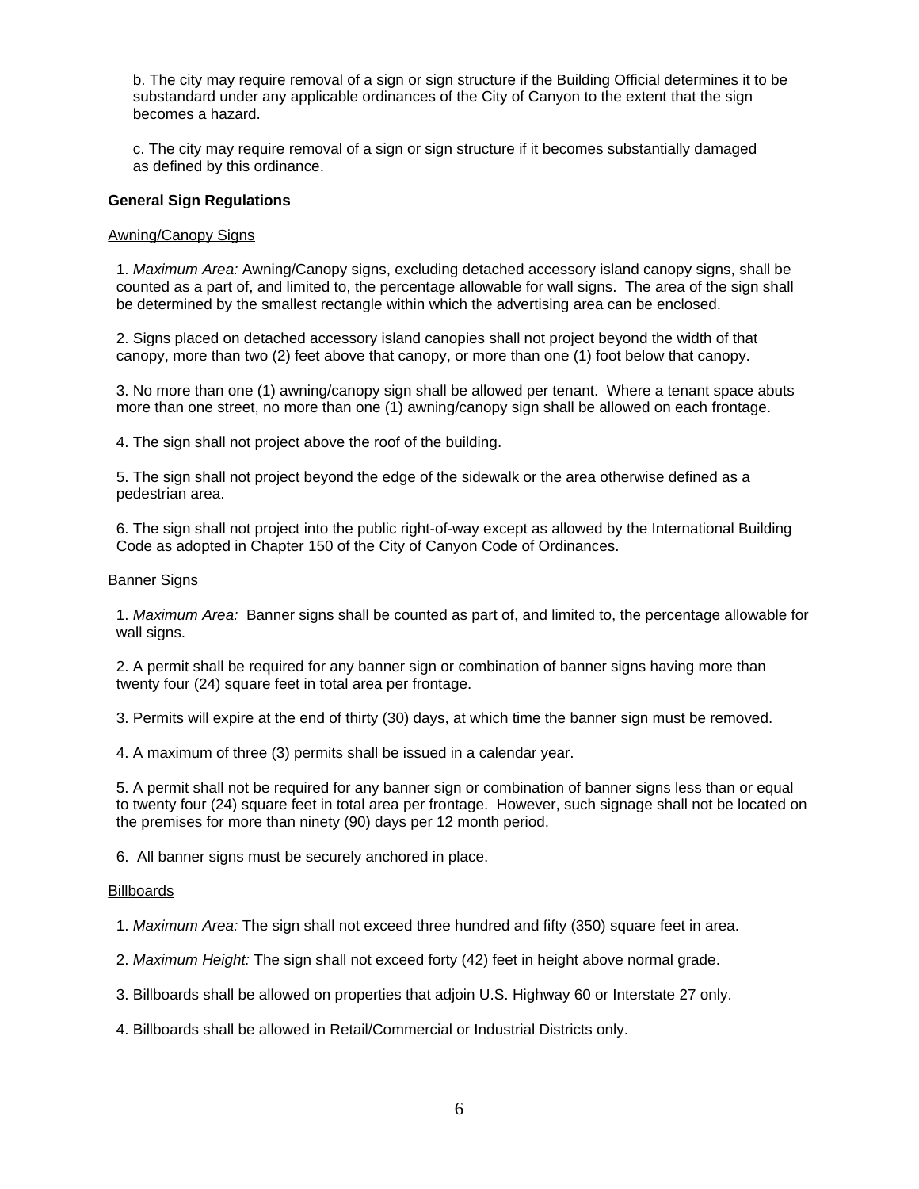b. The city may require removal of a sign or sign structure if the Building Official determines it to be substandard under any applicable ordinances of the City of Canyon to the extent that the sign becomes a hazard.

c. The city may require removal of a sign or sign structure if it becomes substantially damaged as defined by this ordinance.

**General Sign Regulations**

Awning/Canopy Signs

1. *Maximum Area:* Awning/Canopy signs, excluding detached accessory island canopy signs, shall be counted as a part of, and limited to, the percentage allowable for wall signs. The area of the sign shall be determined by the smallest rectangle within which the advertising area can be enclosed.

2. Signs placed on detached accessory island canopies shall not project beyond the width of that canopy, more than two (2) feet above that canopy, or more than one (1) foot below that canopy.

3. No more than one (1) awning/canopy sign shall be allowed per tenant. Where a tenant space abuts more than one street, no more than one (1) awning/canopy sign shall be allowed on each frontage.

4. The sign shall not project above the roof of the building.

5. The sign shall not project beyond the edge of the sidewalk or the area otherwise defined as a pedestrian area.

6. The sign shall not project into the public right-of-way except as allowed by the International Building Code as adopted in Chapter 150 of the City of Canyon Code of Ordinances.

Banner Signs

1. *Maximum Area:* Banner signs shall be counted as part of, and limited to, the percentage allowable for wall signs.

2. A permit shall be required for any banner sign or combination of banner signs having more than twenty four (24) square feet in total area per frontage.

3. Permits will expire at the end of thirty (30) days, at which time the banner sign must be removed.

4. A maximum of three (3) permits shall be issued in a calendar year.

5. A permit shall not be required for any banner sign or combination of banner signs less than or equal to twenty four (24) square feet in total area per frontage. However, such signage shall not be located on the premises for more than ninety (90) days per 12 month period.

6. All banner signs must be securely anchored in place.

Billboards

1. *Maximum Area:* The sign shall not exceed three hundred and fifty (350) square feet in area.

2. *Maximum Height:* The sign shall not exceed forty (42) feet in height above normal grade.

3. Billboards shall be allowed on properties that adjoin U.S. Highway 60 or Interstate 27 only.

4. Billboards shall be allowed in Retail/Commercial or Industrial Districts only.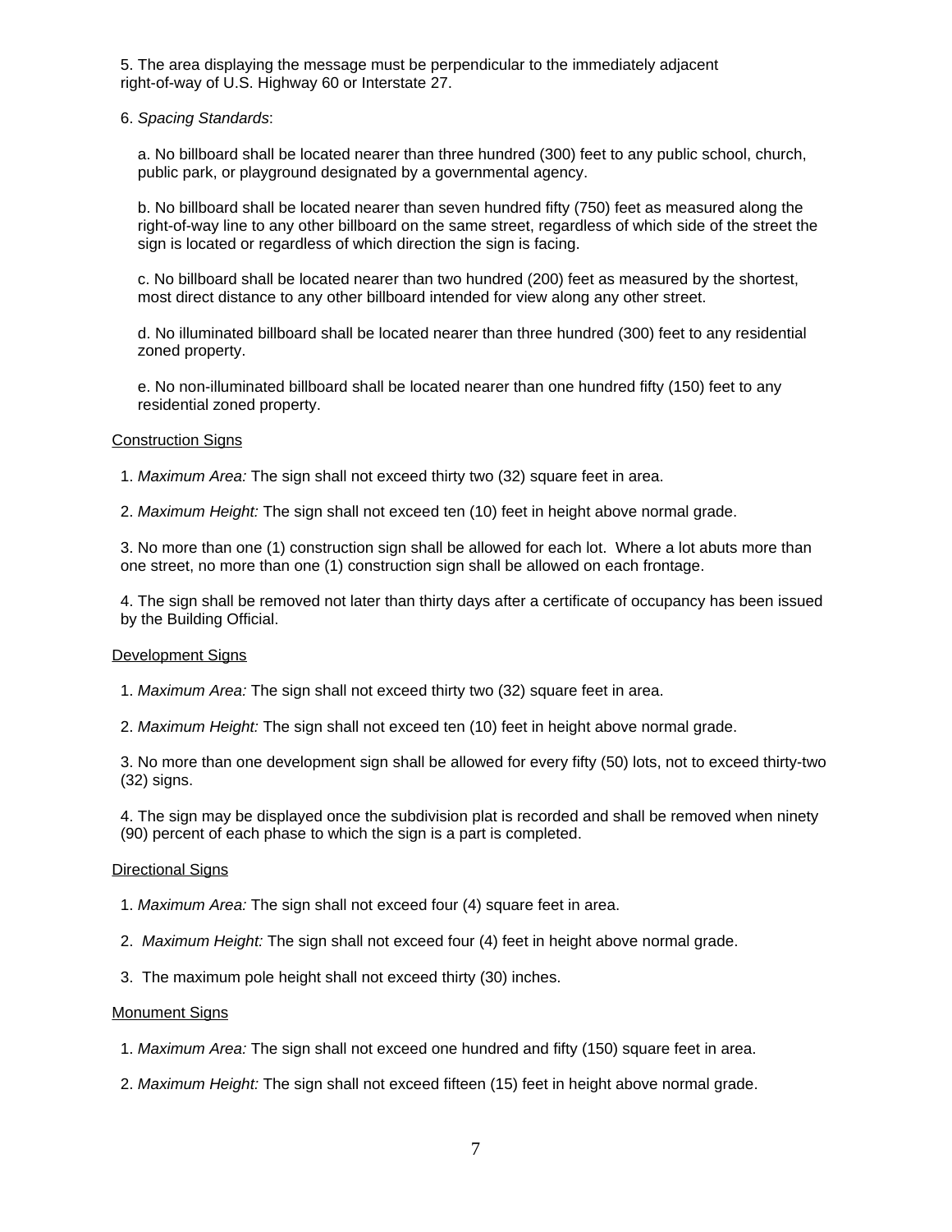5. The area displaying the message must be perpendicular to the immediately adjacent right-of-way of U.S. Highway 60 or Interstate 27.

6. *Spacing Standards*:

a. No billboard shall be located nearer than three hundred (300) feet to any public school, church, public park, or playground designated by a governmental agency.

b. No billboard shall be located nearer than seven hundred fifty (750) feet as measured along the right-of-way line to any other billboard on the same street, regardless of which side of the street the sign is located or regardless of which direction the sign is facing.

c. No billboard shall be located nearer than two hundred (200) feet as measured by the shortest, most direct distance to any other billboard intended for view along any other street.

d. No illuminated billboard shall be located nearer than three hundred (300) feet to any residential zoned property.

e. No non-illuminated billboard shall be located nearer than one hundred fifty (150) feet to any residential zoned property.

<u>Construction Signs</u>

1. *Maximum Area:* The sign shall not exceed thirty two (32) square feet in area.

2. *Maximum Height:* The sign shall not exceed ten (10) feet in height above normal grade.

3. No more than one (1) construction sign shall be allowed for each lot. Where a lot abuts more than one street, no more than one (1) construction sign shall be allowed on each frontage.

4. The sign shall be removed not later than thirty days after a certificate of occupancy has been issued by the Building Official.

<u>Development Signs</u>

1. *Maximum Area:* The sign shall not exceed thirty two (32) square feet in area.

2. *Maximum Height:* The sign shall not exceed ten (10) feet in height above normal grade.

3. No more than one development sign shall be allowed for every fifty (50) lots, not to exceed thirty-two (32) signs.

4. The sign may be displayed once the subdivision plat is recorded and shall be removed when ninety (90) percent of each phase to which the sign is a part is completed.

<u>Directional Signs</u>

1. *Maximum Area:* The sign shall not exceed four (4) square feet in area.

2. *Maximum Height:* The sign shall not exceed four (4) feet in height above normal grade.

3. The maximum pole height shall not exceed thirty (30) inches.

<u>Monument Signs</u>

1. *Maximum Area:* The sign shall not exceed one hundred and fifty (150) square feet in area.

2. *Maximum Height:* The sign shall not exceed fifteen (15) feet in height above normal grade.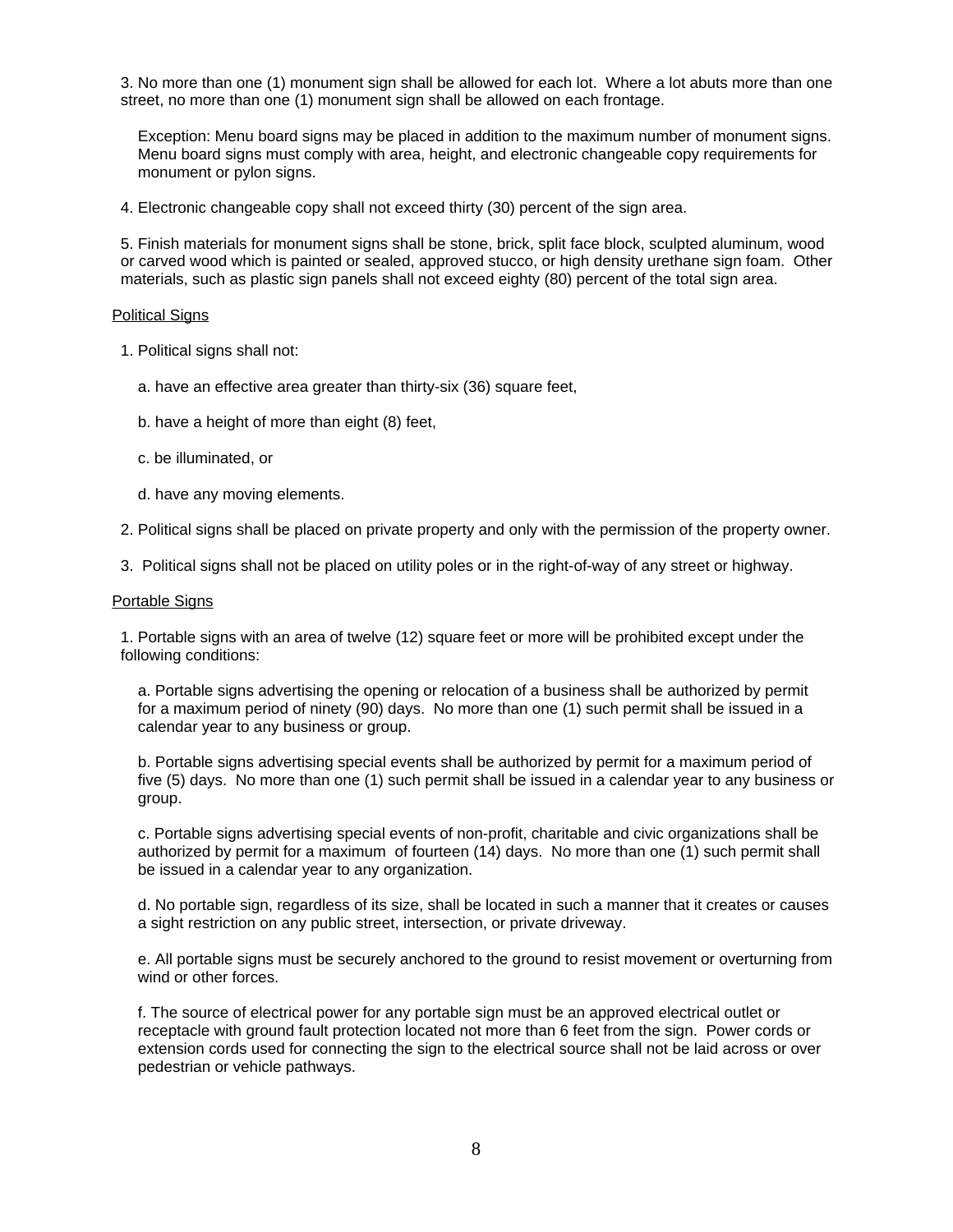3. No more than one (1) monument sign shall be allowed for each lot. Where a lot abuts more than one street, no more than one (1) monument sign shall be allowed on each frontage.

Exception: Menu board signs may be placed in addition to the maximum number of monument signs. Menu board signs must comply with area, height, and electronic changeable copy requirements for monument or pylon signs.

4. Electronic changeable copy shall not exceed thirty (30) percent of the sign area.

5. Finish materials for monument signs shall be stone, brick, split face block, sculpted aluminum, wood or carved wood which is painted or sealed, approved stucco, or high density urethane sign foam. Other materials, such as plastic sign panels shall not exceed eighty (80) percent of the total sign area.

<u>Political Signs</u>

1. Political signs shall not:

   a. have an effective area greater than thirty-six (36) square feet,

   b. have a height of more than eight (8) feet,

   c. be illuminated, or

   d. have any moving elements.

2. Political signs shall be placed on private property and only with the permission of the property owner.

3. Political signs shall not be placed on utility poles or in the right-of-way of any street or highway.

<u>Portable Signs</u>

1. Portable signs with an area of twelve (12) square feet or more will be prohibited except under the following conditions:

   a. Portable signs advertising the opening or relocation of a business shall be authorized by permit for a maximum period of ninety (90) days. No more than one (1) such permit shall be issued in a calendar year to any business or group.

   b. Portable signs advertising special events shall be authorized by permit for a maximum period of five (5) days. No more than one (1) such permit shall be issued in a calendar year to any business or group.

   c. Portable signs advertising special events of non-profit, charitable and civic organizations shall be authorized by permit for a maximum of fourteen (14) days. No more than one (1) such permit shall be issued in a calendar year to any organization.

   d. No portable sign, regardless of its size, shall be located in such a manner that it creates or causes a sight restriction on any public street, intersection, or private driveway.

   e. All portable signs must be securely anchored to the ground to resist movement or overturning from wind or other forces.

   f. The source of electrical power for any portable sign must be an approved electrical outlet or receptacle with ground fault protection located not more than 6 feet from the sign. Power cords or extension cords used for connecting the sign to the electrical source shall not be laid across or over pedestrian or vehicle pathways.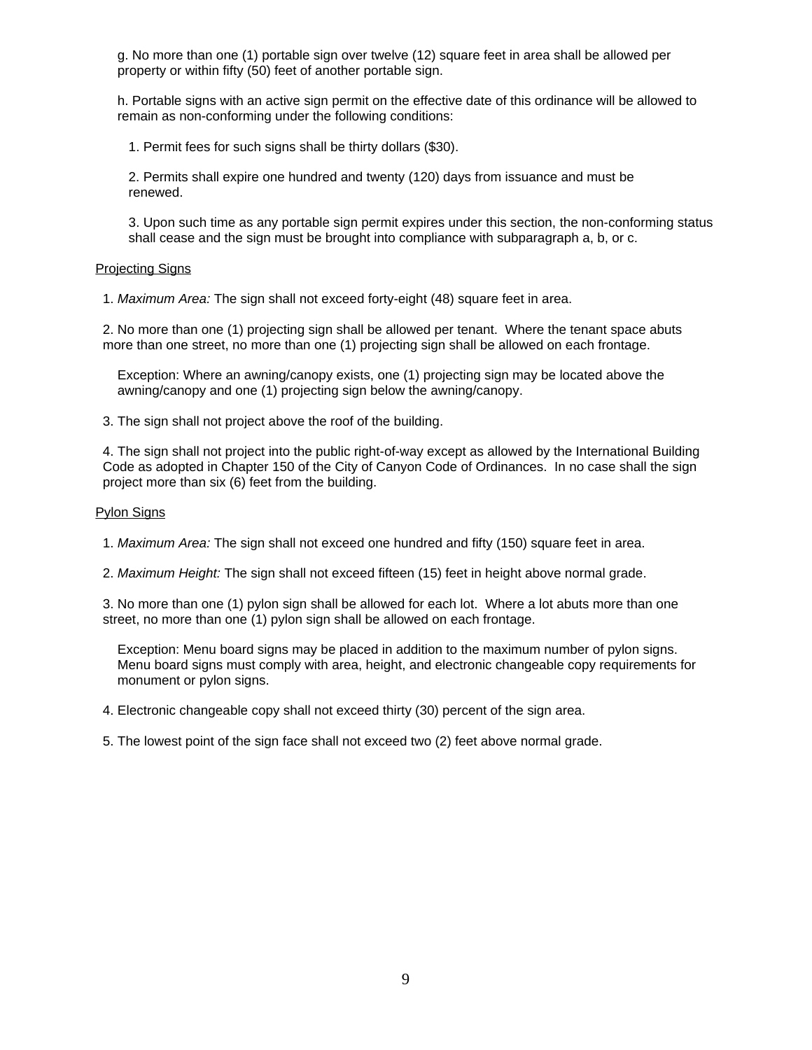g. No more than one (1) portable sign over twelve (12) square feet in area shall be allowed per property or within fifty (50) feet of another portable sign.

h. Portable signs with an active sign permit on the effective date of this ordinance will be allowed to remain as non-conforming under the following conditions:

1. Permit fees for such signs shall be thirty dollars ($30).

2. Permits shall expire one hundred and twenty (120) days from issuance and must be renewed.

3. Upon such time as any portable sign permit expires under this section, the non-conforming status shall cease and the sign must be brought into compliance with subparagraph a, b, or c.

<u>Projecting Signs</u>

1. *Maximum Area:* The sign shall not exceed forty-eight (48) square feet in area.

2. No more than one (1) projecting sign shall be allowed per tenant. Where the tenant space abuts more than one street, no more than one (1) projecting sign shall be allowed on each frontage.

Exception: Where an awning/canopy exists, one (1) projecting sign may be located above the awning/canopy and one (1) projecting sign below the awning/canopy.

3. The sign shall not project above the roof of the building.

4. The sign shall not project into the public right-of-way except as allowed by the International Building Code as adopted in Chapter 150 of the City of Canyon Code of Ordinances. In no case shall the sign project more than six (6) feet from the building.

<u>Pylon Signs</u>

1. *Maximum Area:* The sign shall not exceed one hundred and fifty (150) square feet in area.

2. *Maximum Height:* The sign shall not exceed fifteen (15) feet in height above normal grade.

3. No more than one (1) pylon sign shall be allowed for each lot. Where a lot abuts more than one street, no more than one (1) pylon sign shall be allowed on each frontage.

Exception: Menu board signs may be placed in addition to the maximum number of pylon signs. Menu board signs must comply with area, height, and electronic changeable copy requirements for monument or pylon signs.

4. Electronic changeable copy shall not exceed thirty (30) percent of the sign area.

5. The lowest point of the sign face shall not exceed two (2) feet above normal grade.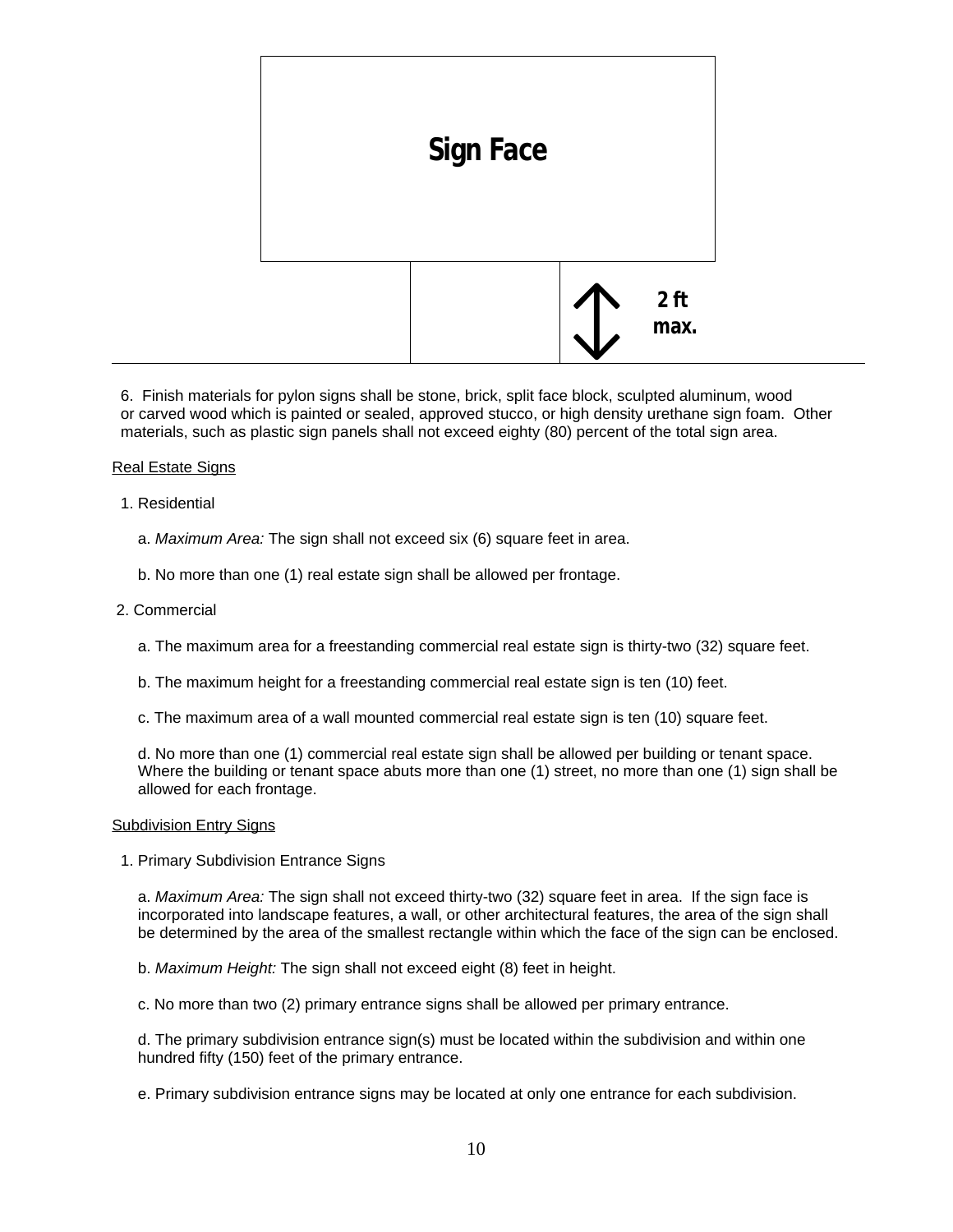Sign Face

2 ft max.

6. Finish materials for pylon signs shall be stone, brick, split face block, sculpted aluminum, wood or carved wood which is painted or sealed, approved stucco, or high density urethane sign foam. Other materials, such as plastic sign panels shall not exceed eighty (80) percent of the total sign area.

Real Estate Signs

1. Residential

   a. *Maximum Area:* The sign shall not exceed six (6) square feet in area.

   b. No more than one (1) real estate sign shall be allowed per frontage.

2. Commercial

   a. The maximum area for a freestanding commercial real estate sign is thirty-two (32) square feet.

   b. The maximum height for a freestanding commercial real estate sign is ten (10) feet.

   c. The maximum area of a wall mounted commercial real estate sign is ten (10) square feet.

   d. No more than one (1) commercial real estate sign shall be allowed per building or tenant space. Where the building or tenant space abuts more than one (1) street, no more than one (1) sign shall be allowed for each frontage.

Subdivision Entry Signs

1. Primary Subdivision Entrance Signs

   a. *Maximum Area:* The sign shall not exceed thirty-two (32) square feet in area. If the sign face is incorporated into landscape features, a wall, or other architectural features, the area of the sign shall be determined by the area of the smallest rectangle within which the face of the sign can be enclosed.

   b. *Maximum Height:* The sign shall not exceed eight (8) feet in height.

   c. No more than two (2) primary entrance signs shall be allowed per primary entrance.

   d. The primary subdivision entrance sign(s) must be located within the subdivision and within one hundred fifty (150) feet of the primary entrance.

   e. Primary subdivision entrance signs may be located at only one entrance for each subdivision.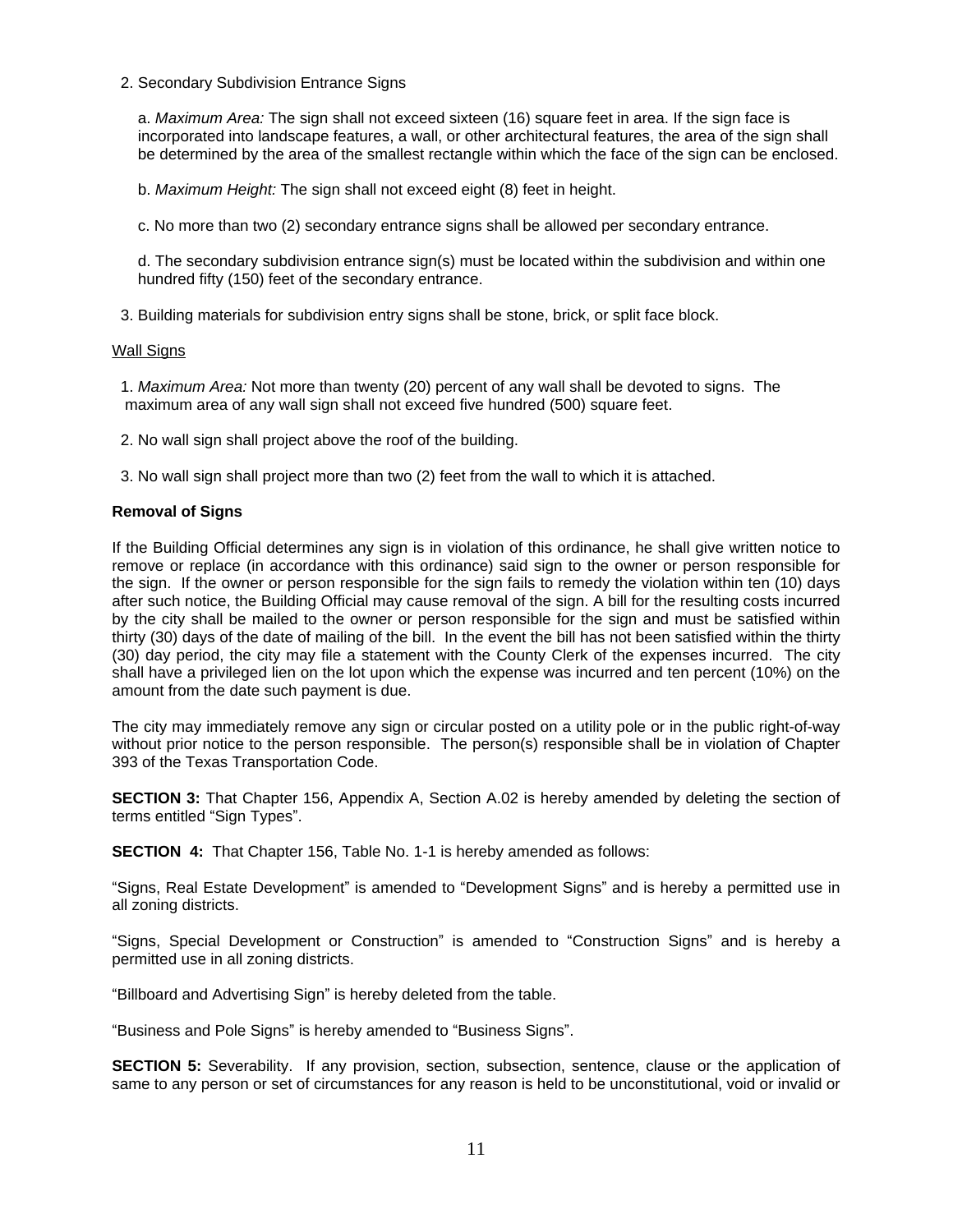2. Secondary Subdivision Entrance Signs

   a. *Maximum Area:* The sign shall not exceed sixteen (16) square feet in area. If the sign face is incorporated into landscape features, a wall, or other architectural features, the area of the sign shall be determined by the area of the smallest rectangle within which the face of the sign can be enclosed.

   b. *Maximum Height:* The sign shall not exceed eight (8) feet in height.

   c. No more than two (2) secondary entrance signs shall be allowed per secondary entrance.

   d. The secondary subdivision entrance sign(s) must be located within the subdivision and within one hundred fifty (150) feet of the secondary entrance.

3. Building materials for subdivision entry signs shall be stone, brick, or split face block.

<u>Wall Signs</u>

1. *Maximum Area:* Not more than twenty (20) percent of any wall shall be devoted to signs. The maximum area of any wall sign shall not exceed five hundred (500) square feet.

2. No wall sign shall project above the roof of the building.

3. No wall sign shall project more than two (2) feet from the wall to which it is attached.

**Removal of Signs**

If the Building Official determines any sign is in violation of this ordinance, he shall give written notice to remove or replace (in accordance with this ordinance) said sign to the owner or person responsible for the sign. If the owner or person responsible for the sign fails to remedy the violation within ten (10) days after such notice, the Building Official may cause removal of the sign. A bill for the resulting costs incurred by the city shall be mailed to the owner or person responsible for the sign and must be satisfied within thirty (30) days of the date of mailing of the bill. In the event the bill has not been satisfied within the thirty (30) day period, the city may file a statement with the County Clerk of the expenses incurred. The city shall have a privileged lien on the lot upon which the expense was incurred and ten percent (10%) on the amount from the date such payment is due.

The city may immediately remove any sign or circular posted on a utility pole or in the public right-of-way without prior notice to the person responsible. The person(s) responsible shall be in violation of Chapter 393 of the Texas Transportation Code.

**SECTION 3:** That Chapter 156, Appendix A, Section A.02 is hereby amended by deleting the section of terms entitled "Sign Types".

**SECTION 4:** That Chapter 156, Table No. 1-1 is hereby amended as follows:

"Signs, Real Estate Development" is amended to "Development Signs" and is hereby a permitted use in all zoning districts.

"Signs, Special Development or Construction" is amended to "Construction Signs" and is hereby a permitted use in all zoning districts.

"Billboard and Advertising Sign" is hereby deleted from the table.

"Business and Pole Signs" is hereby amended to "Business Signs".

**SECTION 5:** Severability. If any provision, section, subsection, sentence, clause or the application of same to any person or set of circumstances for any reason is held to be unconstitutional, void or invalid or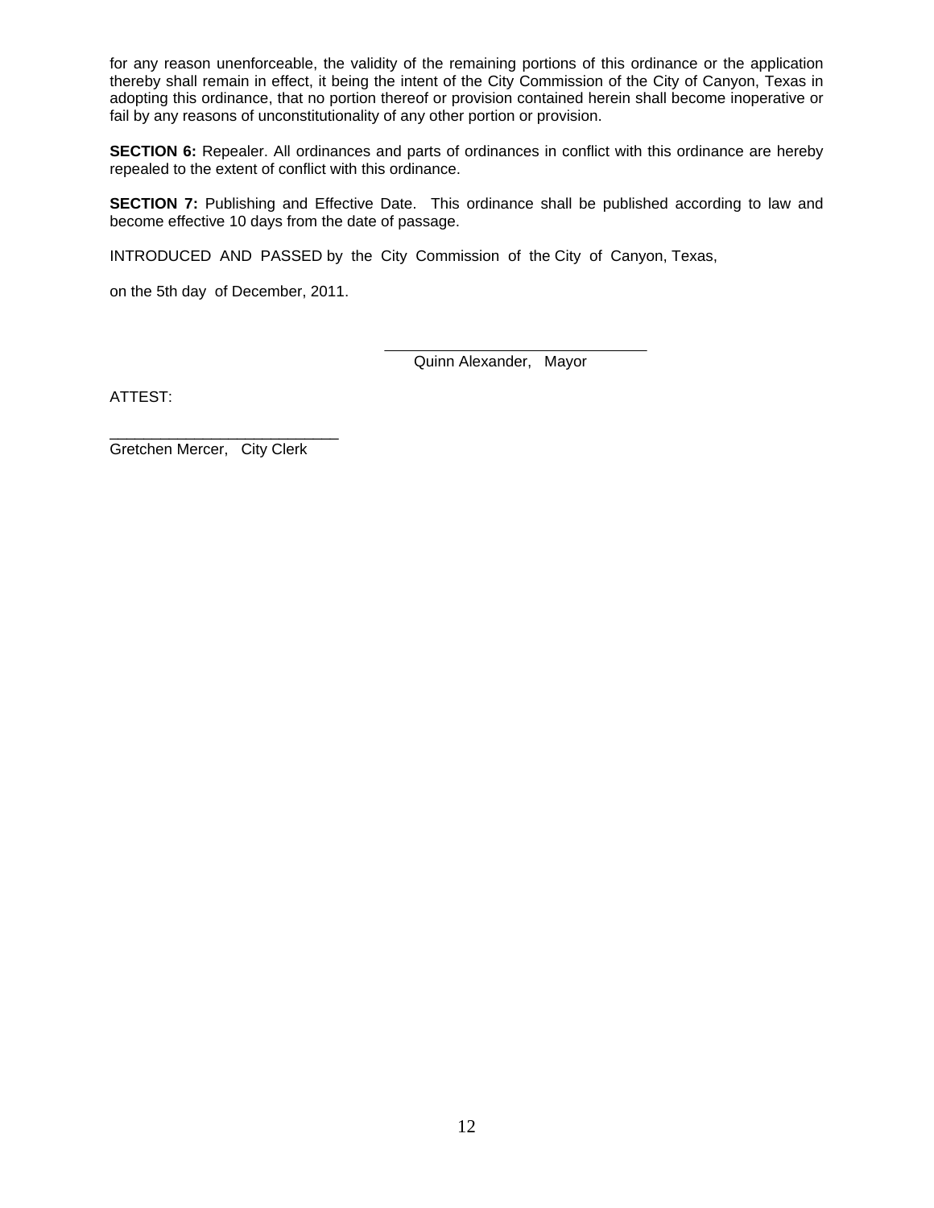for any reason unenforceable, the validity of the remaining portions of this ordinance or the application thereby shall remain in effect, it being the intent of the City Commission of the City of Canyon, Texas in adopting this ordinance, that no portion thereof or provision contained herein shall become inoperative or fail by any reasons of unconstitutionality of any other portion or provision.

**SECTION 6:** Repealer. All ordinances and parts of ordinances in conflict with this ordinance are hereby repealed to the extent of conflict with this ordinance.

**SECTION 7:** Publishing and Effective Date. This ordinance shall be published according to law and become effective 10 days from the date of passage.

INTRODUCED AND PASSED by the City Commission of the City of Canyon, Texas,

on the 5th day of December, 2011.

\_\_\_\_\_\_\_\_\_\_\_\_\_\_\_\_\_\_\_\_\_\_\_\_\_\_\_\_\_\_\_\_\_\_\_
Quinn Alexander, Mayor

ATTEST:

\_\_\_\_\_\_\_\_\_\_\_\_\_\_\_\_\_\_\_\_\_\_\_\_\_\_\_\_\_\_
Gretchen Mercer, City Clerk